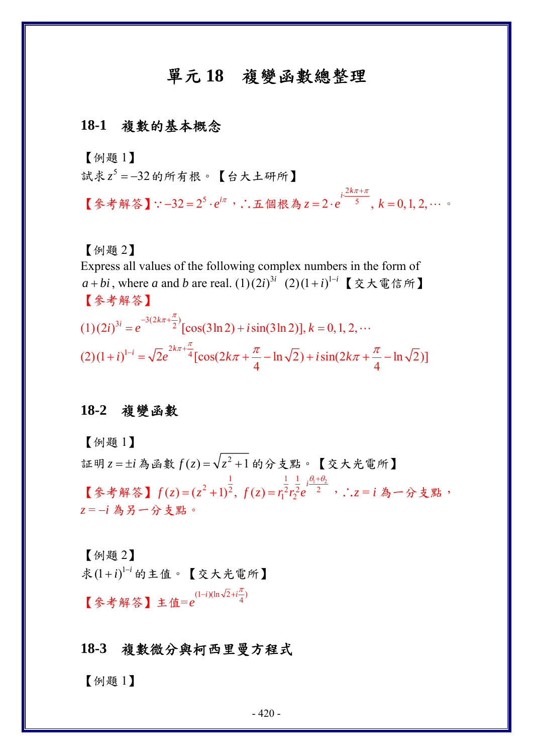# 單元 18　複變函數總整理

## 18-1　複數的基本概念

【例題 1】

試求 $z^5 = -32$ 的所有根。【台大土研所】

【參考解答】$\because -32 = 2^5 \cdot e^{i\pi}$，$\therefore$ 五個根為 $z = 2 \cdot e^{i\cdot\frac{2k\pi+\pi}{5}},\ k = 0, 1, 2, \cdots$ 。

【例題 2】

Express all values of the following complex numbers in the form of $a + bi$, where $a$ and $b$ are real. (1) $(2i)^{3i}$ (2) $(1+i)^{1-i}$【交大電信所】

【參考解答】

$$(1)\ (2i)^{3i} = e^{-3(2k\pi+\frac{\pi}{2})}[\cos(3\ln 2) + i\sin(3\ln 2)],\ k = 0, 1, 2, \cdots$$

$$(2)\ (1+i)^{1-i} = \sqrt{2}e^{2k\pi+\frac{\pi}{4}}[\cos(2k\pi + \frac{\pi}{4} - \ln\sqrt{2}) + i\sin(2k\pi + \frac{\pi}{4} - \ln\sqrt{2})]$$

## 18-2　複變函數

【例題 1】

証明 $z = \pm i$ 為函數 $f(z) = \sqrt{z^2+1}$ 的分支點。【交大光電所】

【參考解答】$f(z) = (z^2+1)^{\frac{1}{2}},\ f(z) = r_1^{\frac{1}{2}} r_2^{\frac{1}{2}} e^{i\frac{\theta_1+\theta_2}{2}}$，$\therefore z = i$ 為一分支點，$z = -i$ 為另一分支點。

【例題 2】

求 $(1+i)^{1-i}$ 的主值。【交大光電所】

【參考解答】主值$=e^{(1-i)(\ln\sqrt{2}+i\frac{\pi}{4})}$

## 18-3　複數微分與柯西里曼方程式

【例題 1】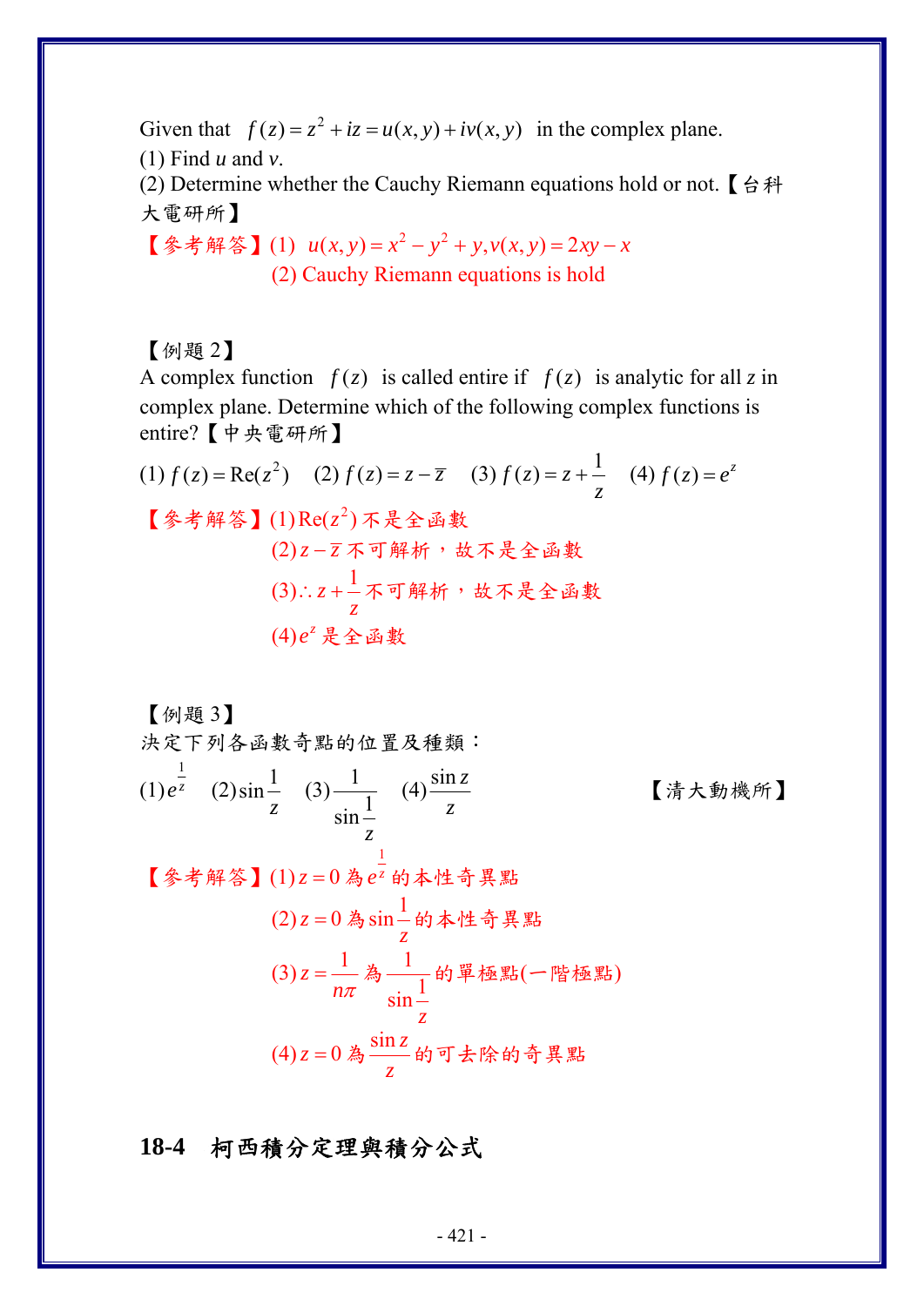Given that $f(z) = z^2 + iz = u(x,y) + iv(x,y)$ in the complex plane.

(1) Find *u* and *v*.

(2) Determine whether the Cauchy Riemann equations hold or not.【台科大電研所】

【參考解答】(1) $u(x,y) = x^2 - y^2 + y, v(x,y) = 2xy - x$

(2) Cauchy Riemann equations is hold

【例題 2】

A complex function $f(z)$ is called entire if $f(z)$ is analytic for all *z* in complex plane. Determine which of the following complex functions is entire?【中央電研所】

(1) $f(z) = \mathrm{Re}(z^2)$ (2) $f(z) = z - \bar{z}$ (3) $f(z) = z + \dfrac{1}{z}$ (4) $f(z) = e^z$

【參考解答】(1) $\mathrm{Re}(z^2)$ 不是全函數

(2) $z - \bar{z}$ 不可解析，故不是全函數

(3) $\therefore z + \dfrac{1}{z}$ 不可解析，故不是全函數

(4) $e^z$ 是全函數

【例題 3】

決定下列各函數奇點的位置及種類：

(1) $e^{\frac{1}{z}}$ (2) $\sin\dfrac{1}{z}$ (3) $\dfrac{1}{\sin\frac{1}{z}}$ (4) $\dfrac{\sin z}{z}$ 【清大動機所】

【參考解答】(1) $z = 0$ 為 $e^{\frac{1}{z}}$ 的本性奇異點

(2) $z = 0$ 為 $\sin\dfrac{1}{z}$ 的本性奇異點

(3) $z = \dfrac{1}{n\pi}$ 為 $\dfrac{1}{\sin\frac{1}{z}}$ 的單極點(一階極點)

(4) $z = 0$ 為 $\dfrac{\sin z}{z}$ 的可去除的奇異點

## 18-4 柯西積分定理與積分公式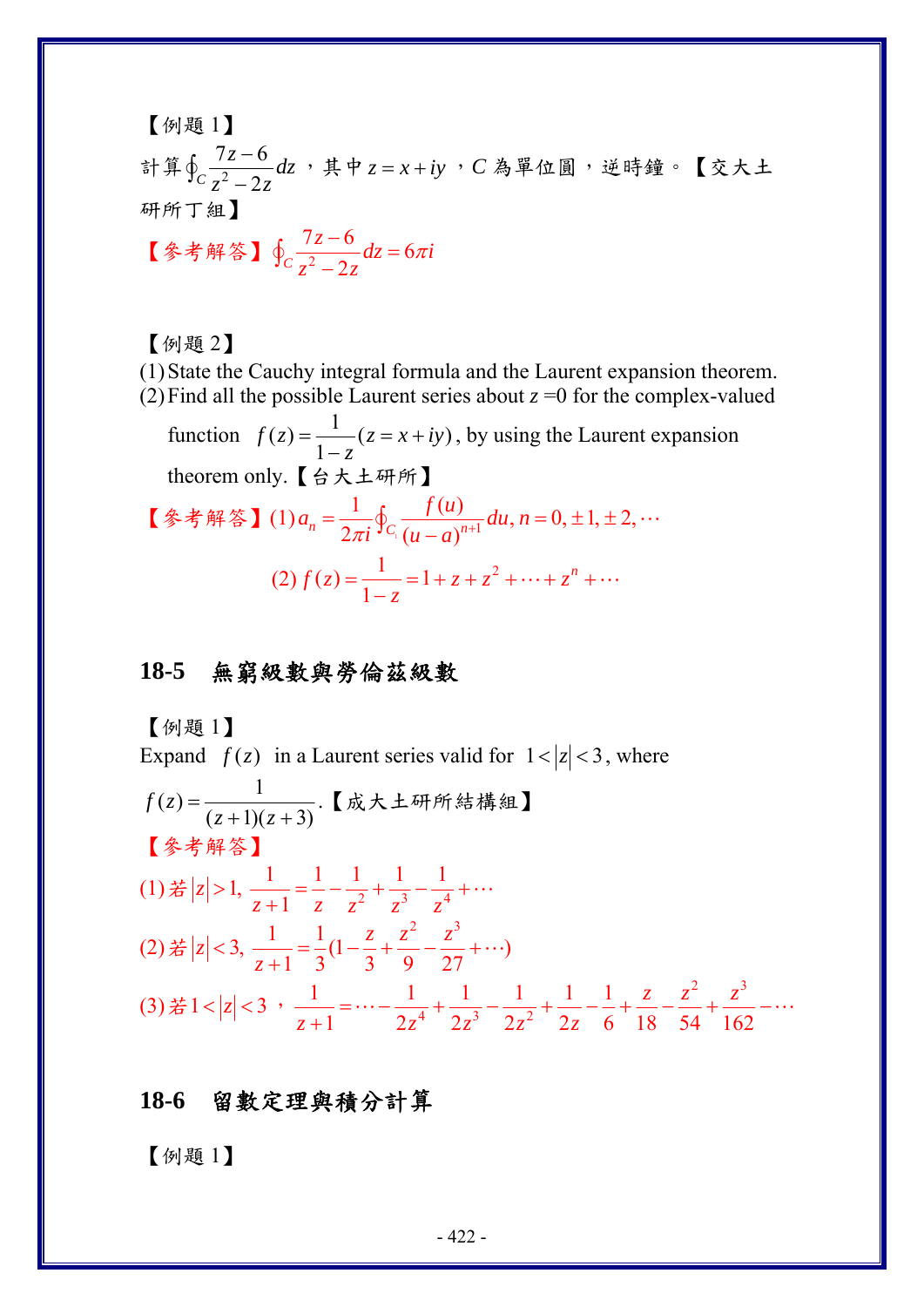【例題 1】

計算$\oint_C \frac{7z-6}{z^2-2z}dz$，其中$z=x+iy$，$C$為單位圓，逆時鐘。【交大土研所丁組】

【參考解答】$\oint_C \frac{7z-6}{z^2-2z}dz = 6\pi i$

【例題 2】

(1) State the Cauchy integral formula and the Laurent expansion theorem.

(2) Find all the possible Laurent series about $z=0$ for the complex-valued function $f(z)=\frac{1}{1-z}(z=x+iy)$, by using the Laurent expansion theorem only.【台大土研所】

【參考解答】(1) $a_n = \frac{1}{2\pi i}\oint_{C_1}\frac{f(u)}{(u-a)^{n+1}}du, n=0,\pm1,\pm2,\cdots$

(2) $f(z)=\frac{1}{1-z}=1+z+z^2+\cdots+z^n+\cdots$

## 18-5　無窮級數與勞倫茲級數

【例題 1】

Expand $f(z)$ in a Laurent series valid for $1<|z|<3$, where

$f(z)=\frac{1}{(z+1)(z+3)}$.【成大土研所結構組】

【參考解答】

(1) 若$|z|>1$, $\frac{1}{z+1}=\frac{1}{z}-\frac{1}{z^2}+\frac{1}{z^3}-\frac{1}{z^4}+\cdots$

(2) 若$|z|<3$, $\frac{1}{z+1}=\frac{1}{3}(1-\frac{z}{3}+\frac{z^2}{9}-\frac{z^3}{27}+\cdots)$

(3) 若$1<|z|<3$，$\frac{1}{z+1}=\cdots-\frac{1}{2z^4}+\frac{1}{2z^3}-\frac{1}{2z^2}+\frac{1}{2z}-\frac{1}{6}+\frac{z}{18}-\frac{z^2}{54}+\frac{z^3}{162}-\cdots$

## 18-6　留數定理與積分計算

【例題 1】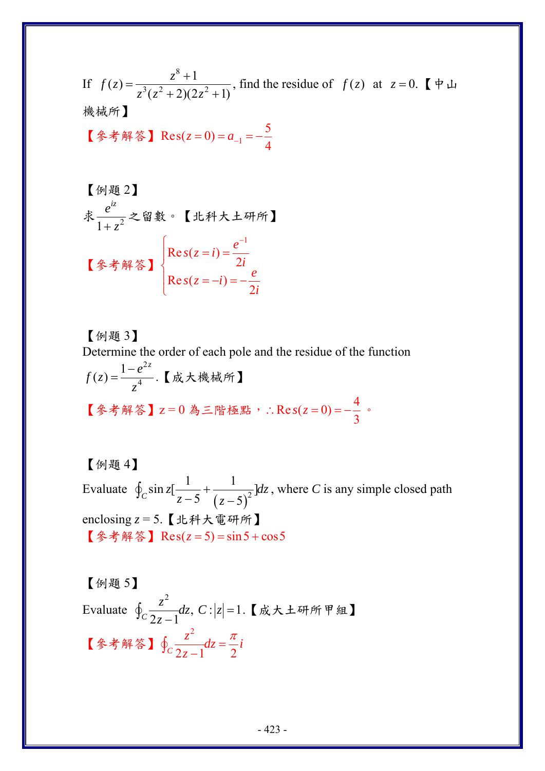If $f(z)=\dfrac{z^8+1}{z^3(z^2+2)(2z^2+1)}$, find the residue of $f(z)$ at $z=0$.【中山機械所】

【參考解答】$\text{Res}(z=0)=a_{-1}=-\dfrac{5}{4}$

【例題 2】

求$\dfrac{e^{iz}}{1+z^2}$之留數。【北科大土研所】

【參考解答】$\begin{cases}\text{Res}(z=i)=\dfrac{e^{-1}}{2i}\\ \text{Res}(z=-i)=-\dfrac{e}{2i}\end{cases}$

【例題 3】

Determine the order of each pole and the residue of the function $f(z)=\dfrac{1-e^{2z}}{z^4}$.【成大機械所】

【參考解答】z = 0 為三階極點，$\therefore \text{Res}(z=0)=-\dfrac{4}{3}$。

【例題 4】

Evaluate $\oint_C \sin z[\dfrac{1}{z-5}+\dfrac{1}{(z-5)^2}]dz$, where $C$ is any simple closed path enclosing $z=5$.【北科大電研所】

【參考解答】$\text{Res}(z=5)=\sin 5+\cos 5$

【例題 5】

Evaluate $\oint_C \dfrac{z^2}{2z-1}dz,\ C:|z|=1$.【成大土研所甲組】

【參考解答】$\oint_C \dfrac{z^2}{2z-1}dz=\dfrac{\pi}{2}i$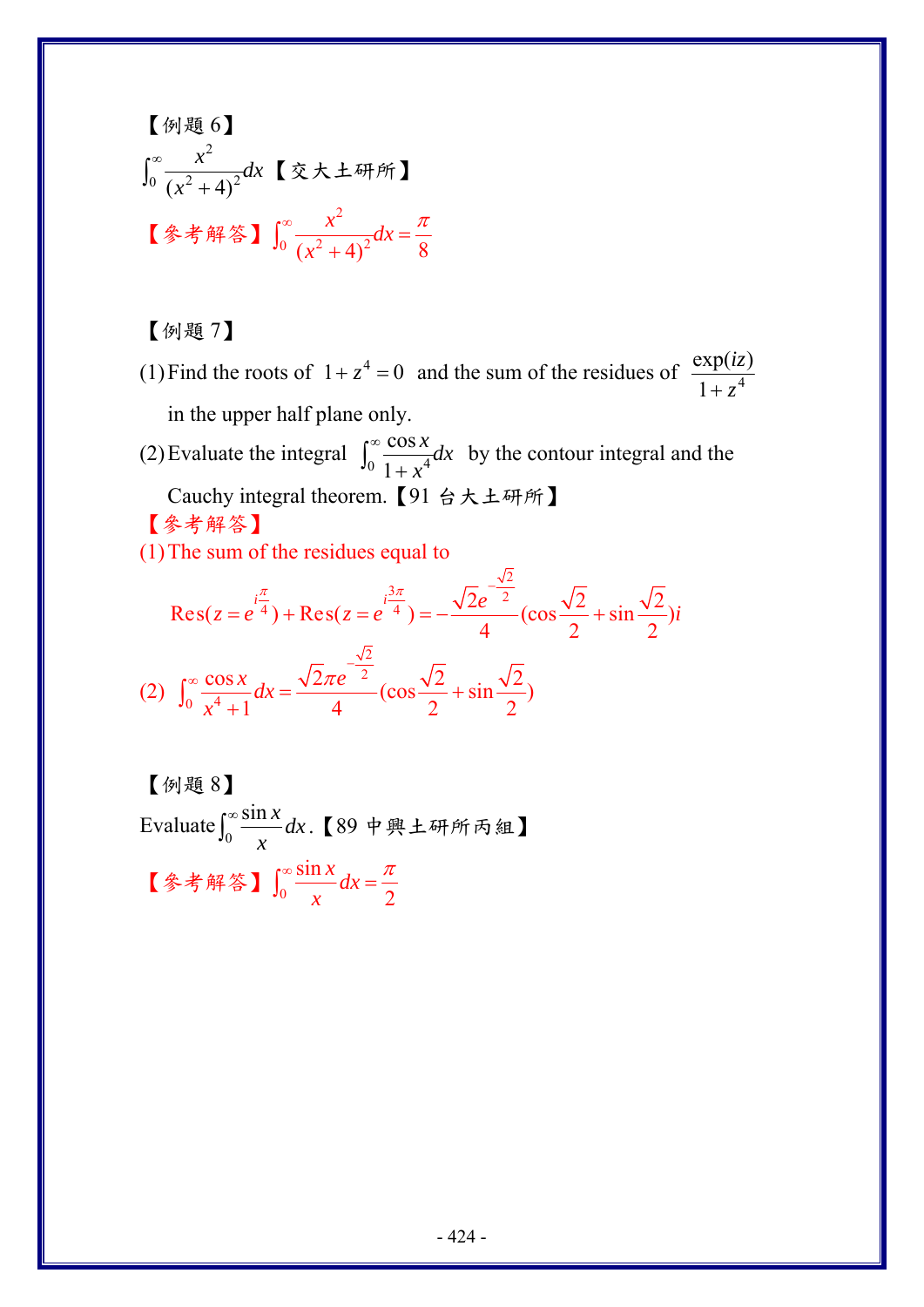【例題 6】

$\int_0^\infty \frac{x^2}{(x^2+4)^2}dx$【交大土研所】

【參考解答】$\int_0^\infty \frac{x^2}{(x^2+4)^2}dx = \frac{\pi}{8}$

【例題 7】

(1) Find the roots of $1+z^4=0$ and the sum of the residues of $\frac{\exp(iz)}{1+z^4}$ in the upper half plane only.

(2) Evaluate the integral $\int_0^\infty \frac{\cos x}{1+x^4}dx$ by the contour integral and the Cauchy integral theorem.【91 台大土研所】

【參考解答】

(1) The sum of the residues equal to

$$\text{Res}(z=e^{i\frac{\pi}{4}})+\text{Res}(z=e^{i\frac{3\pi}{4}}) = -\frac{\sqrt{2}e^{-\frac{\sqrt{2}}{2}}}{4}(\cos\frac{\sqrt{2}}{2}+\sin\frac{\sqrt{2}}{2})i$$

(2) $$\int_0^\infty \frac{\cos x}{x^4+1}dx = \frac{\sqrt{2}\pi e^{-\frac{\sqrt{2}}{2}}}{4}(\cos\frac{\sqrt{2}}{2}+\sin\frac{\sqrt{2}}{2})$$

【例題 8】

Evaluate $\int_0^\infty \frac{\sin x}{x}dx$.【89 中興土研所丙組】

【參考解答】$\int_0^\infty \frac{\sin x}{x}dx = \frac{\pi}{2}$